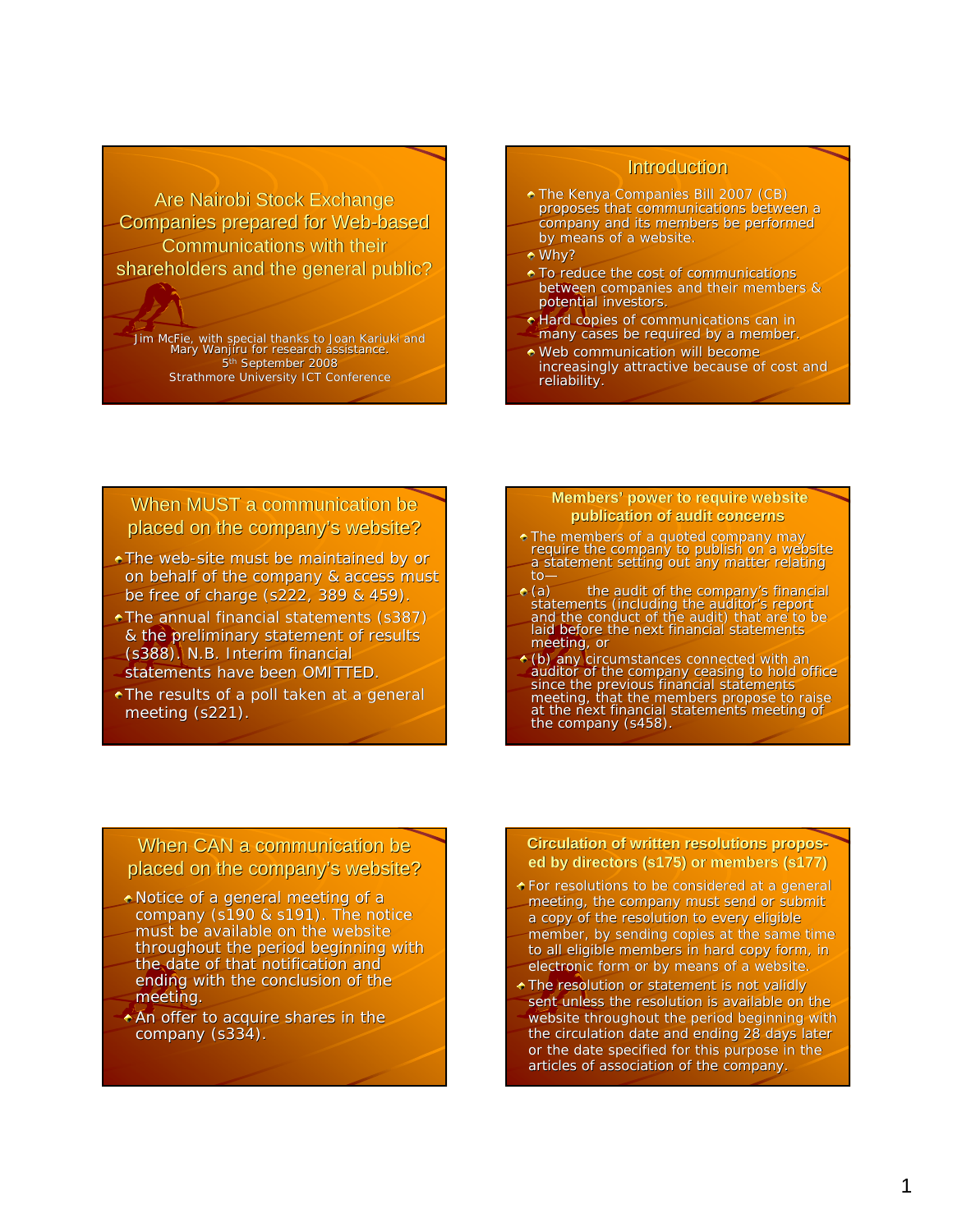# Are Nairobi Stock Exchange Companies prepared for Web-based Communications with their shareholders and the general public?

Jim McFie, with special thanks to Joan Kariuki and Mary Wanjiru for research assistance.
5th September 2008
Strathmore University ICT Conference

## Introduction

- The Kenya Companies Bill 2007 (CB) proposes that communications between a company and its members be performed by means of a website.
- Why?
- To reduce the cost of communications between companies and their members & potential investors.
- Hard copies of communications can in many cases be required by a member.
- Web communication will become increasingly attractive because of cost and reliability.

## When MUST a communication be placed on the company's website?

- The web-site must be maintained by or on behalf of the company & access must be free of charge (s222, 389 & 459).
- The annual financial statements (s387) & the preliminary statement of results (s388). N.B. Interim financial statements have been OMITTED.
- The results of a poll taken at a general meeting (s221).

## Members' power to require website publication of audit concerns

- The members of a quoted company may require the company to publish on a website a statement setting out any matter relating to—
- (a) the audit of the company's financial statements (including the auditor's report and the conduct of the audit) that are to be laid before the next financial statements meeting, or
- (b) any circumstances connected with an auditor of the company ceasing to hold office since the previous financial statements meeting, that the members propose to raise at the next financial statements meeting of the company (s458).

## When CAN a communication be placed on the company's website?

- Notice of a general meeting of a company (s190 & s191). The notice must be available on the website throughout the period beginning with the date of that notification and ending with the conclusion of the meeting.
- An offer to acquire shares in the company (s334).

## Circulation of written resolutions proposed by directors (s175) or members (s177)

- For resolutions to be considered at a general meeting, the company must send or submit a copy of the resolution to every eligible member, by sending copies at the same time to all eligible members in hard copy form, in electronic form or by means of a website.
- The resolution or statement is not validly sent unless the resolution is available on the website throughout the period beginning with the circulation date and ending 28 days later or the date specified for this purpose in the articles of association of the company.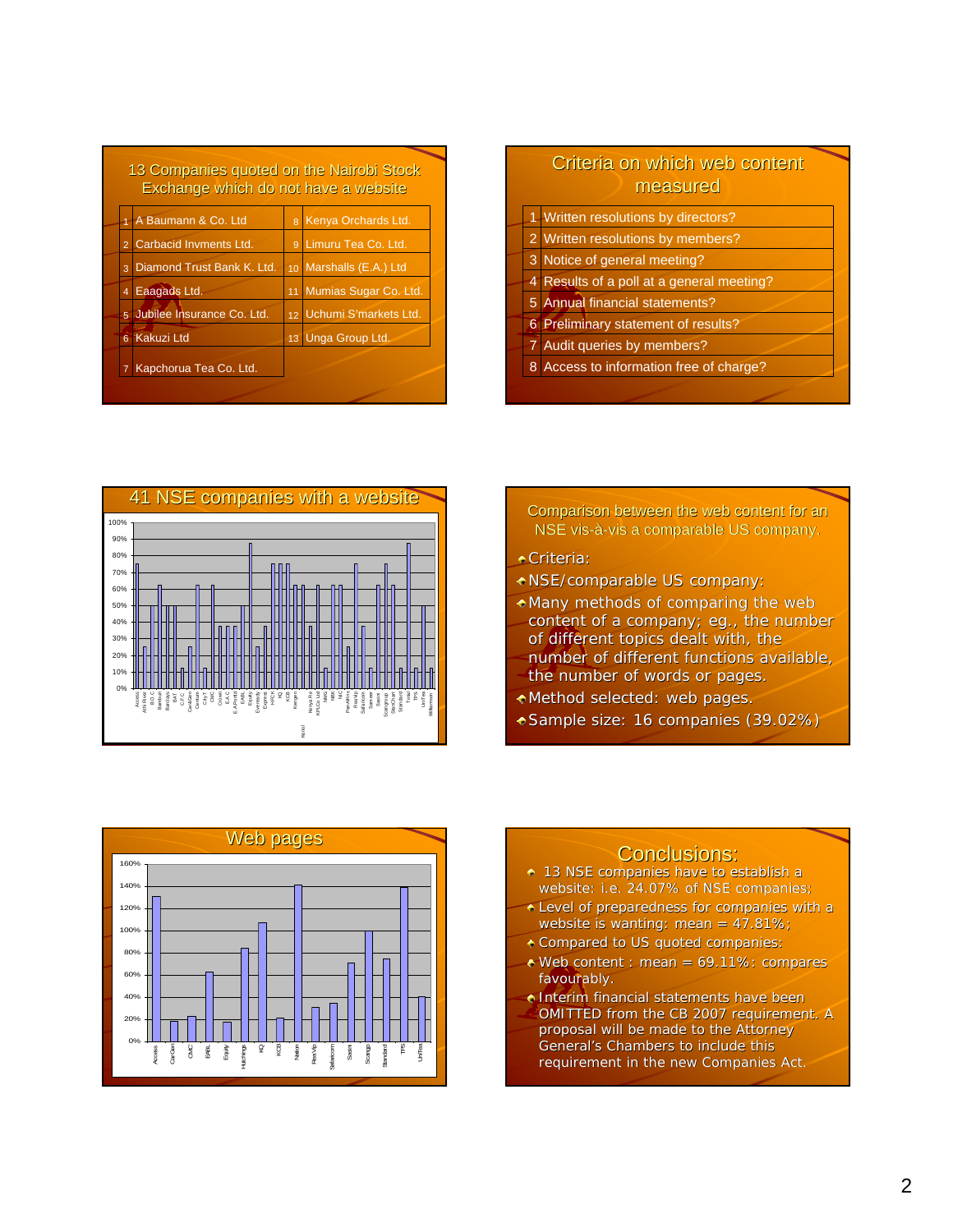## 13 Companies quoted on the Nairobi Stock Exchange which do not have a website

| | | | |
|---|---|---|---|
| 1 | A Baumann & Co. Ltd | 8 | Kenya Orchards Ltd. |
| 2 | Carbacid Invments Ltd. | 9 | Limuru Tea Co. Ltd. |
| 3 | Diamond Trust Bank K. Ltd. | 10 | Marshalls (E.A.) Ltd |
| 4 | Eaagads Ltd. | 11 | Mumias Sugar Co. Ltd. |
| 5 | Jubilee Insurance Co. Ltd. | 12 | Uchumi S'markets Ltd. |
| 6 | Kakuzi Ltd | 13 | Unga Group Ltd. |
| 7 | Kapchorua Tea Co. Ltd. | | |

## Criteria on which web content measured

| | |
|---|---|
| 1 | Written resolutions by directors? |
| 2 | Written resolutions by members? |
| 3 | Notice of general meeting? |
| 4 | Results of a poll at a general meeting? |
| 5 | Annual financial statements? |
| 6 | Preliminary statement of results? |
| 7 | Audit queries by members? |
| 8 | Access to information free of charge? |

## 41 NSE companies with a website

## Comparison between the web content for an NSE vis-à-vis a comparable US company.

- Criteria:
- NSE/comparable US company:
- Many methods of comparing the web content of a company; eg., the number of different topics dealt with, the number of different functions available, the number of words or pages.
- Method selected: web pages.
- Sample size: 16 companies (39.02%)

## Web pages

## Conclusions:

- 13 NSE companies have to establish a website: i.e. 24.07% of NSE companies;
- Level of preparedness for companies with a website is wanting: mean = 47.81%;
- Compared to US quoted companies:
- Web content : mean = 69.11%: compares favourably.
- Interim financial statements have been OMITTED from the CB 2007 requirement. A proposal will be made to the Attorney General's Chambers to include this requirement in the new Companies Act.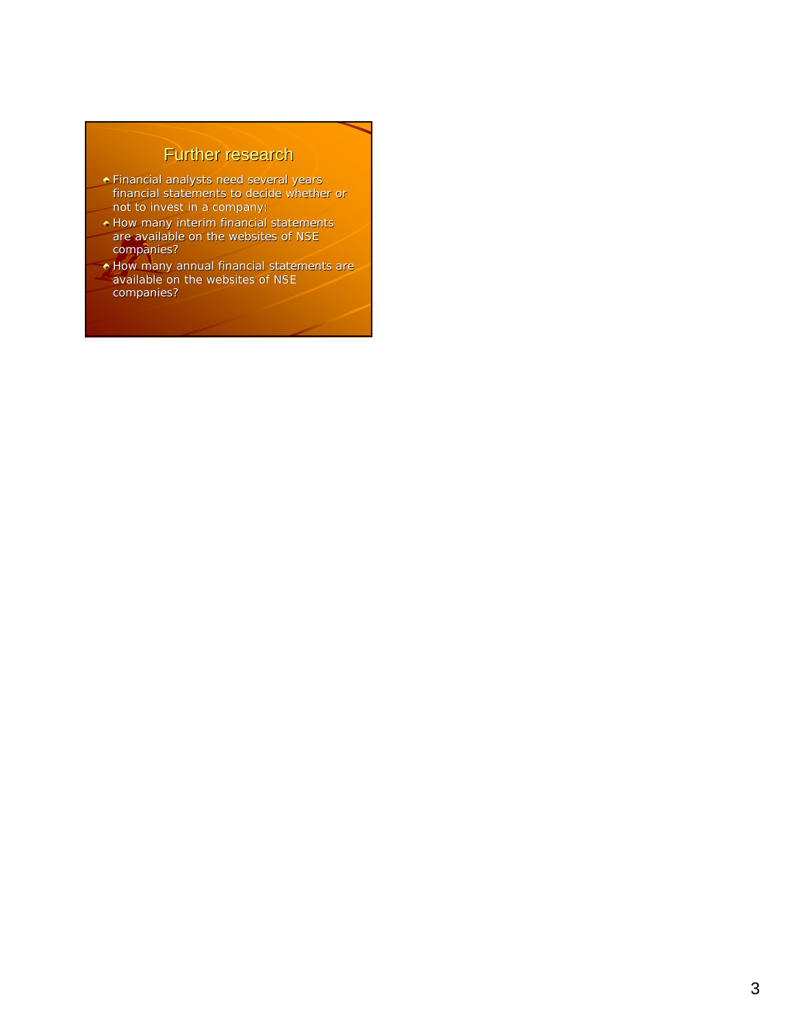## Further research

- Financial analysts need several years financial statements to decide whether or not to invest in a company:
- How many interim financial statements are available on the websites of NSE companies?
- How many annual financial statements are available on the websites of NSE companies?